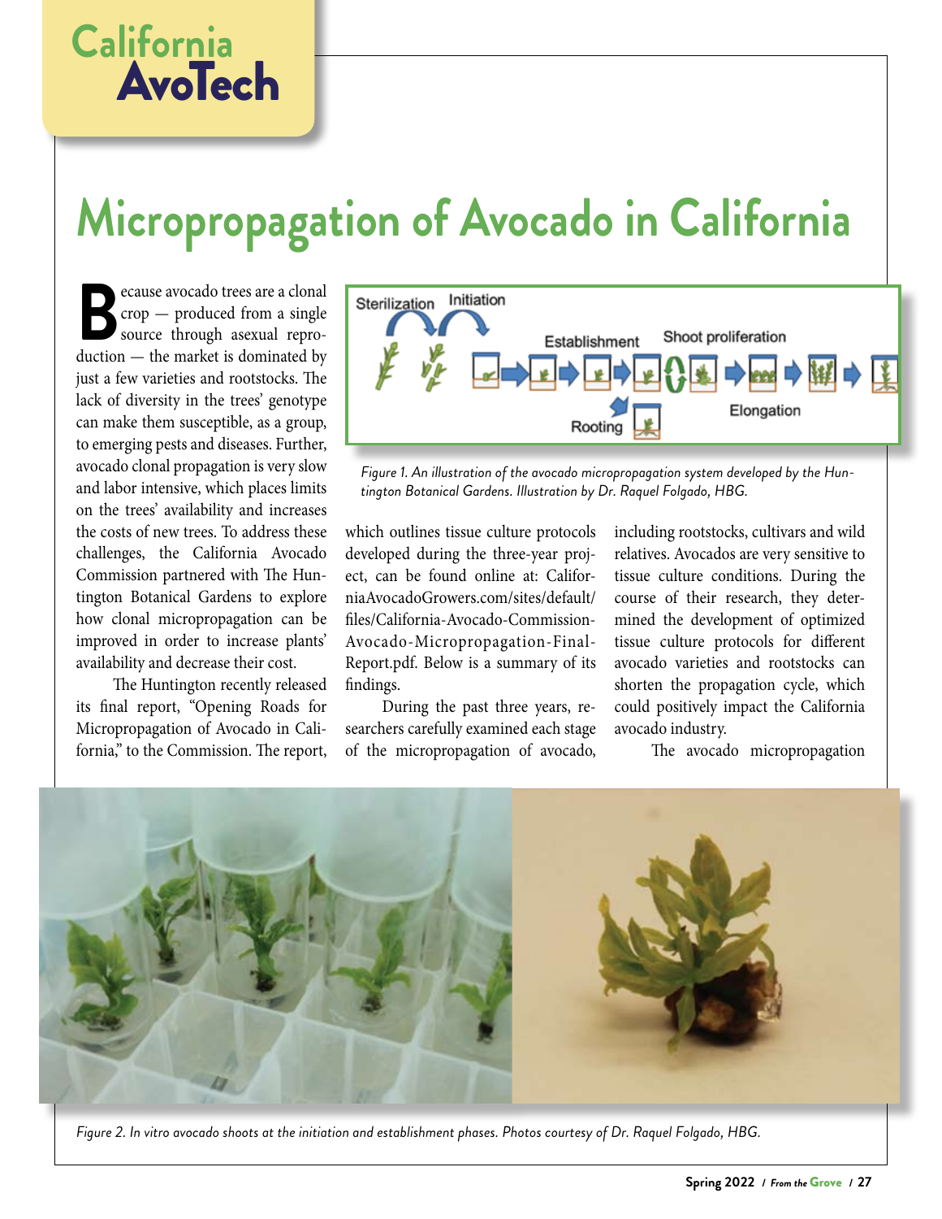# Micropropagation of Avocado in California

Because avocado trees are a clonal crop — produced from a single source through asexual reproduction — the market is dominated by just a few varieties and rootstocks. The lack of diversity in the trees' genotype can make them susceptible, as a group, to emerging pests and diseases. Further, avocado clonal propagation is very slow and labor intensive, which places limits on the trees' availability and increases the costs of new trees. To address these challenges, the California Avocado Commission partnered with The Huntington Botanical Gardens to explore how clonal micropropagation can be improved in order to increase plants' availability and decrease their cost.

The Huntington recently released its final report, "Opening Roads for Micropropagation of Avocado in California," to the Commission. The report, which outlines tissue culture protocols developed during the three-year project, can be found online at: CaliforniaAvocadoGrowers.com/sites/default/files/California-Avocado-Commission-Avocado-Micropropagation-Final-Report.pdf. Below is a summary of its findings.

During the past three years, researchers carefully examined each stage of the micropropagation of avocado, including rootstocks, cultivars and wild relatives. Avocados are very sensitive to tissue culture conditions. During the course of their research, they determined the development of optimized tissue culture protocols for different avocado varieties and rootstocks can shorten the propagation cycle, which could positively impact the California avocado industry.

The avocado micropropagation

*Figure 1. An illustration of the avocado micropropagation system developed by the Huntington Botanical Gardens. Illustration by Dr. Raquel Folgado, HBG.*

*Figure 2. In vitro avocado shoots at the initiation and establishment phases. Photos courtesy of Dr. Raquel Folgado, HBG.*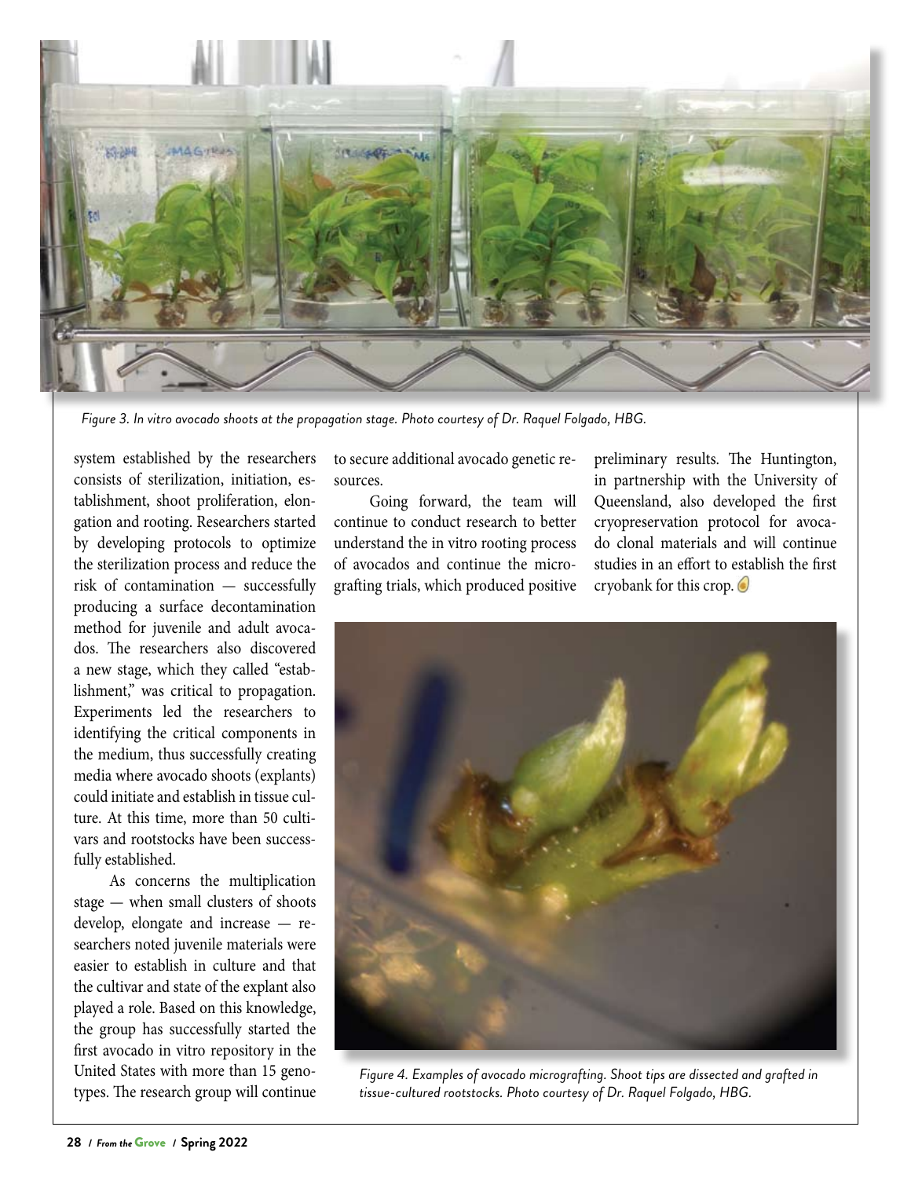Figure 3. In vitro avocado shoots at the propagation stage. Photo courtesy of Dr. Raquel Folgado, HBG.

system established by the researchers consists of sterilization, initiation, establishment, shoot proliferation, elongation and rooting. Researchers started by developing protocols to optimize the sterilization process and reduce the risk of contamination — successfully producing a surface decontamination method for juvenile and adult avocados. The researchers also discovered a new stage, which they called "establishment," was critical to propagation. Experiments led the researchers to identifying the critical components in the medium, thus successfully creating media where avocado shoots (explants) could initiate and establish in tissue culture. At this time, more than 50 cultivars and rootstocks have been successfully established.

As concerns the multiplication stage — when small clusters of shoots develop, elongate and increase — researchers noted juvenile materials were easier to establish in culture and that the cultivar and state of the explant also played a role. Based on this knowledge, the group has successfully started the first avocado in vitro repository in the United States with more than 15 genotypes. The research group will continue to secure additional avocado genetic resources.

Going forward, the team will continue to conduct research to better understand the in vitro rooting process of avocados and continue the micrografting trials, which produced positive preliminary results. The Huntington, in partnership with the University of Queensland, also developed the first cryopreservation protocol for avocado clonal materials and will continue studies in an effort to establish the first cryobank for this crop.

Figure 4. Examples of avocado micrografting. Shoot tips are dissected and grafted in tissue-cultured rootstocks. Photo courtesy of Dr. Raquel Folgado, HBG.